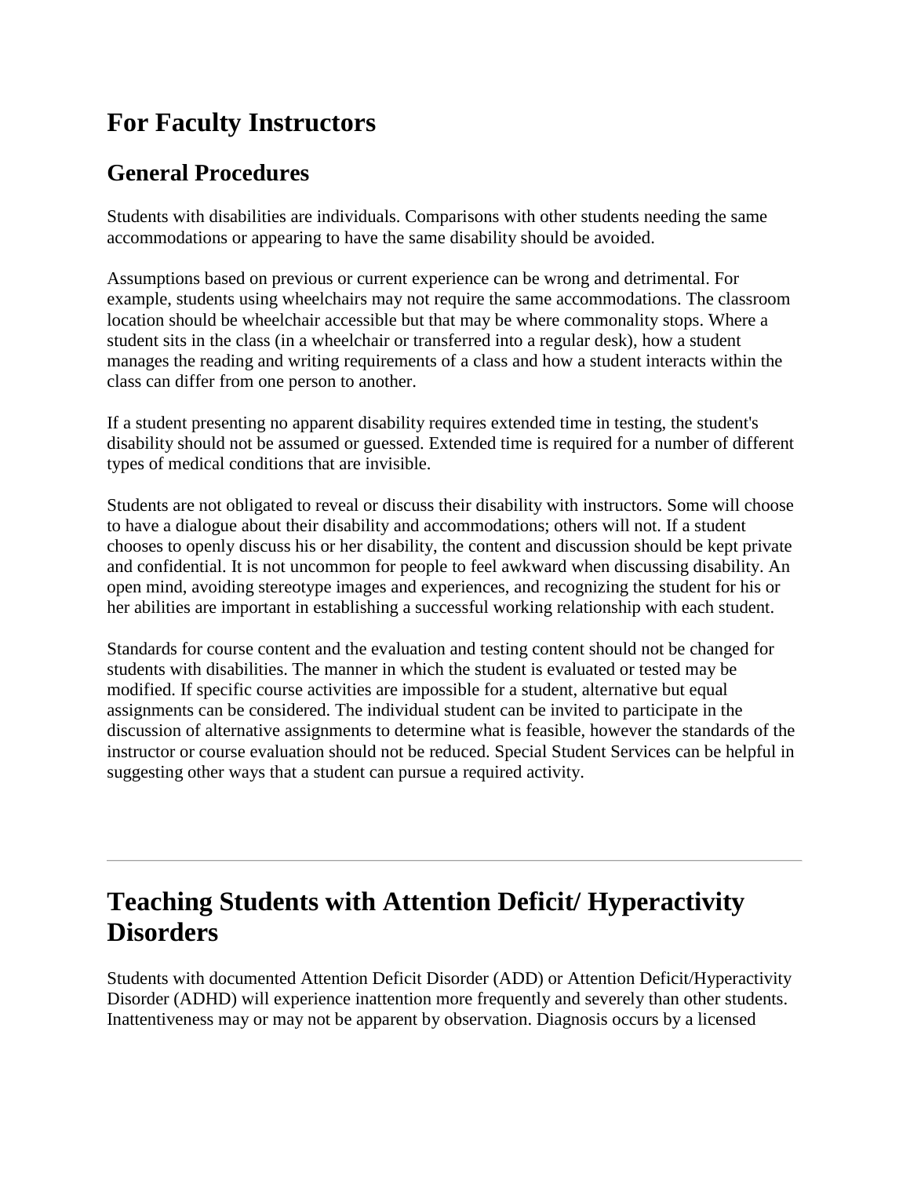# For Faculty Instructors

## General Procedures

Students with disabilities are individuals. Comparisons with other students needing the same accommodations or appearing to have the same disability should be avoided.

Assumptions based on previous or current experience can be wrong and detrimental. For example, students using wheelchairs may not require the same accommodations. The classroom location should be wheelchair accessible but that may be where commonality stops. Where a student sits in the class (in a wheelchair or transferred into a regular desk), how a student manages the reading and writing requirements of a class and how a student interacts within the class can differ from one person to another.

If a student presenting no apparent disability requires extended time in testing, the student's disability should not be assumed or guessed. Extended time is required for a number of different types of medical conditions that are invisible.

Students are not obligated to reveal or discuss their disability with instructors. Some will choose to have a dialogue about their disability and accommodations; others will not. If a student chooses to openly discuss his or her disability, the content and discussion should be kept private and confidential. It is not uncommon for people to feel awkward when discussing disability. An open mind, avoiding stereotype images and experiences, and recognizing the student for his or her abilities are important in establishing a successful working relationship with each student.

Standards for course content and the evaluation and testing content should not be changed for students with disabilities. The manner in which the student is evaluated or tested may be modified. If specific course activities are impossible for a student, alternative but equal assignments can be considered. The individual student can be invited to participate in the discussion of alternative assignments to determine what is feasible, however the standards of the instructor or course evaluation should not be reduced. Special Student Services can be helpful in suggesting other ways that a student can pursue a required activity.

---

# Teaching Students with Attention Deficit/ Hyperactivity Disorders

Students with documented Attention Deficit Disorder (ADD) or Attention Deficit/Hyperactivity Disorder (ADHD) will experience inattention more frequently and severely than other students. Inattentiveness may or may not be apparent by observation. Diagnosis occurs by a licensed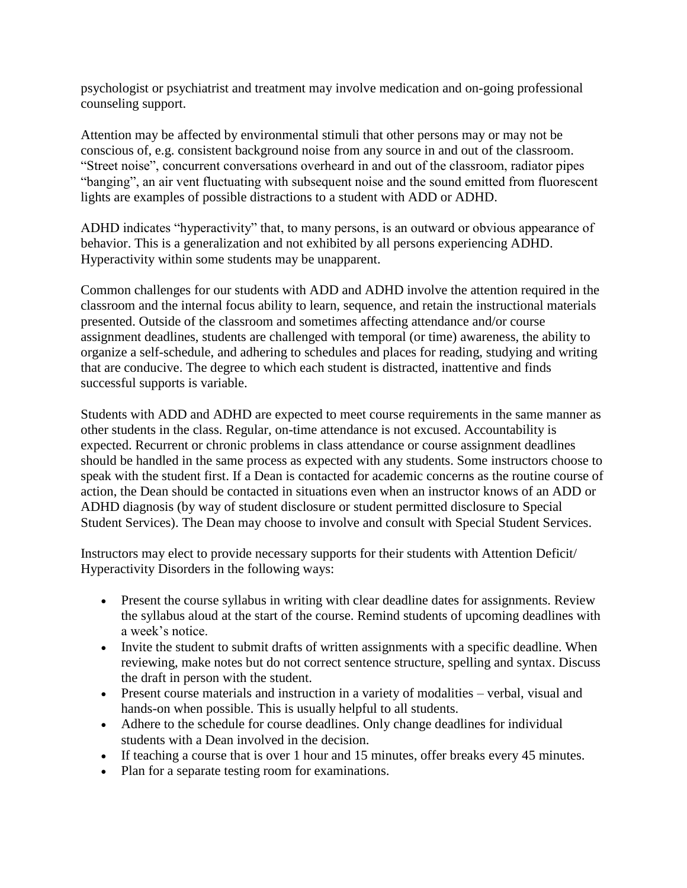psychologist or psychiatrist and treatment may involve medication and on-going professional counseling support.

Attention may be affected by environmental stimuli that other persons may or may not be conscious of, e.g. consistent background noise from any source in and out of the classroom. "Street noise", concurrent conversations overheard in and out of the classroom, radiator pipes "banging", an air vent fluctuating with subsequent noise and the sound emitted from fluorescent lights are examples of possible distractions to a student with ADD or ADHD.

ADHD indicates "hyperactivity" that, to many persons, is an outward or obvious appearance of behavior. This is a generalization and not exhibited by all persons experiencing ADHD. Hyperactivity within some students may be unapparent.

Common challenges for our students with ADD and ADHD involve the attention required in the classroom and the internal focus ability to learn, sequence, and retain the instructional materials presented. Outside of the classroom and sometimes affecting attendance and/or course assignment deadlines, students are challenged with temporal (or time) awareness, the ability to organize a self-schedule, and adhering to schedules and places for reading, studying and writing that are conducive. The degree to which each student is distracted, inattentive and finds successful supports is variable.

Students with ADD and ADHD are expected to meet course requirements in the same manner as other students in the class. Regular, on-time attendance is not excused. Accountability is expected. Recurrent or chronic problems in class attendance or course assignment deadlines should be handled in the same process as expected with any students. Some instructors choose to speak with the student first. If a Dean is contacted for academic concerns as the routine course of action, the Dean should be contacted in situations even when an instructor knows of an ADD or ADHD diagnosis (by way of student disclosure or student permitted disclosure to Special Student Services). The Dean may choose to involve and consult with Special Student Services.

Instructors may elect to provide necessary supports for their students with Attention Deficit/ Hyperactivity Disorders in the following ways:

- Present the course syllabus in writing with clear deadline dates for assignments. Review the syllabus aloud at the start of the course. Remind students of upcoming deadlines with a week's notice.
- Invite the student to submit drafts of written assignments with a specific deadline. When reviewing, make notes but do not correct sentence structure, spelling and syntax. Discuss the draft in person with the student.
- Present course materials and instruction in a variety of modalities – verbal, visual and hands-on when possible. This is usually helpful to all students.
- Adhere to the schedule for course deadlines. Only change deadlines for individual students with a Dean involved in the decision.
- If teaching a course that is over 1 hour and 15 minutes, offer breaks every 45 minutes.
- Plan for a separate testing room for examinations.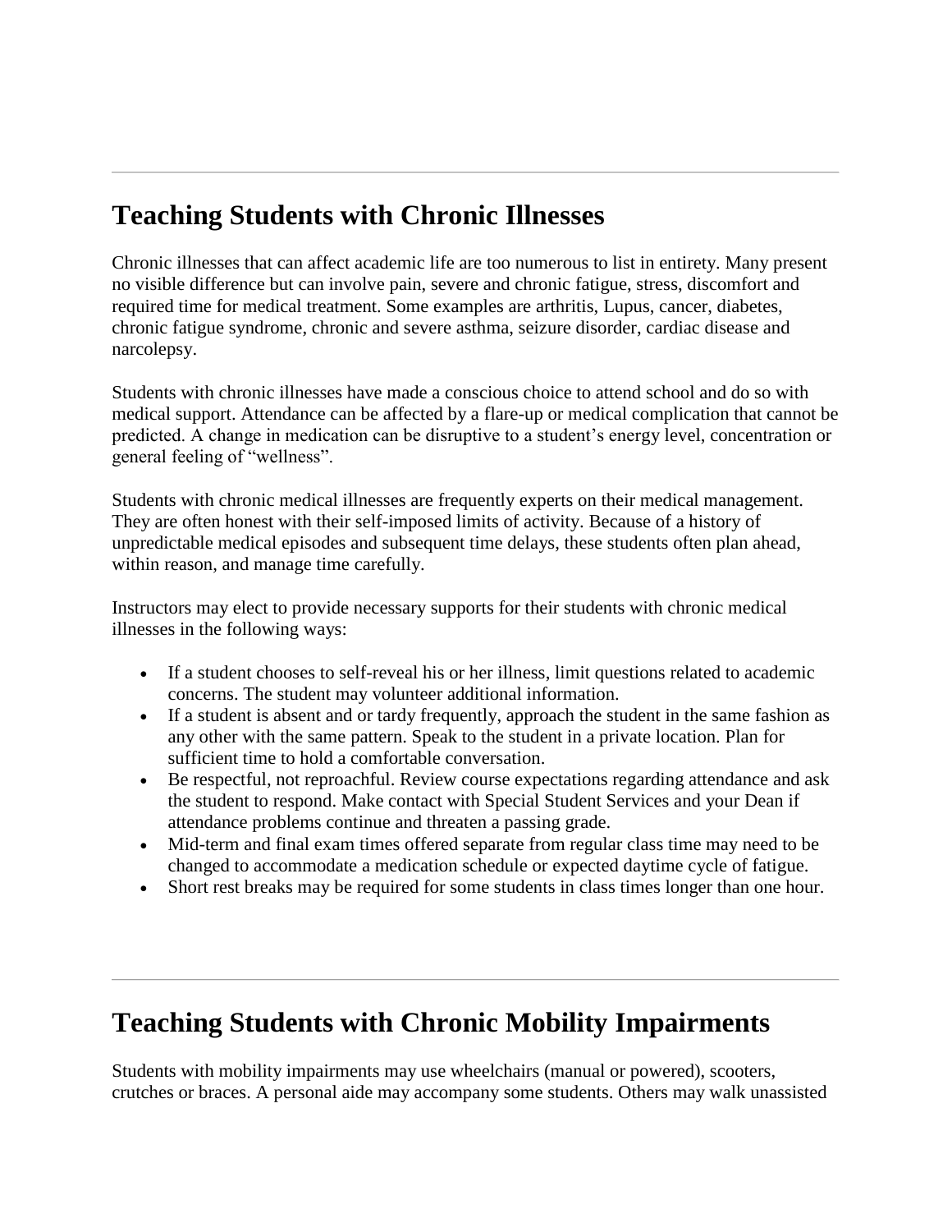---

## Teaching Students with Chronic Illnesses

Chronic illnesses that can affect academic life are too numerous to list in entirety. Many present no visible difference but can involve pain, severe and chronic fatigue, stress, discomfort and required time for medical treatment. Some examples are arthritis, Lupus, cancer, diabetes, chronic fatigue syndrome, chronic and severe asthma, seizure disorder, cardiac disease and narcolepsy.

Students with chronic illnesses have made a conscious choice to attend school and do so with medical support. Attendance can be affected by a flare-up or medical complication that cannot be predicted. A change in medication can be disruptive to a student's energy level, concentration or general feeling of "wellness".

Students with chronic medical illnesses are frequently experts on their medical management. They are often honest with their self-imposed limits of activity. Because of a history of unpredictable medical episodes and subsequent time delays, these students often plan ahead, within reason, and manage time carefully.

Instructors may elect to provide necessary supports for their students with chronic medical illnesses in the following ways:

- If a student chooses to self-reveal his or her illness, limit questions related to academic concerns. The student may volunteer additional information.
- If a student is absent and or tardy frequently, approach the student in the same fashion as any other with the same pattern. Speak to the student in a private location. Plan for sufficient time to hold a comfortable conversation.
- Be respectful, not reproachful. Review course expectations regarding attendance and ask the student to respond. Make contact with Special Student Services and your Dean if attendance problems continue and threaten a passing grade.
- Mid-term and final exam times offered separate from regular class time may need to be changed to accommodate a medication schedule or expected daytime cycle of fatigue.
- Short rest breaks may be required for some students in class times longer than one hour.

---

## Teaching Students with Chronic Mobility Impairments

Students with mobility impairments may use wheelchairs (manual or powered), scooters, crutches or braces. A personal aide may accompany some students. Others may walk unassisted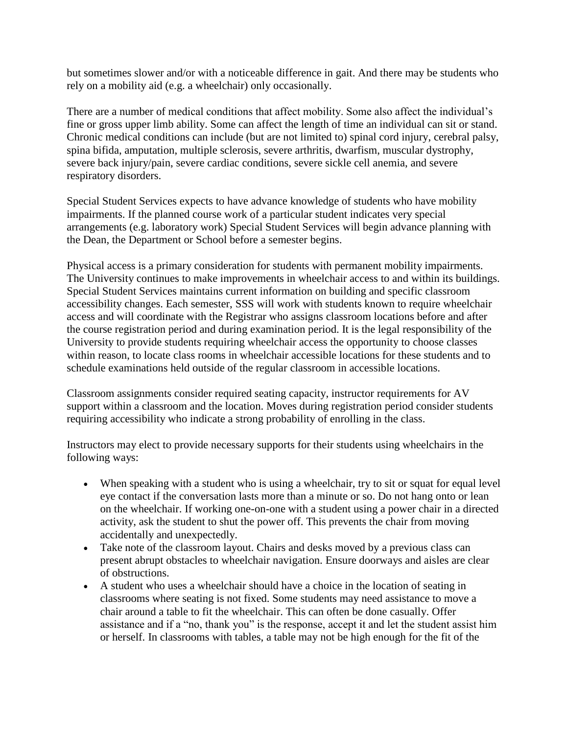but sometimes slower and/or with a noticeable difference in gait. And there may be students who rely on a mobility aid (e.g. a wheelchair) only occasionally.

There are a number of medical conditions that affect mobility. Some also affect the individual's fine or gross upper limb ability. Some can affect the length of time an individual can sit or stand. Chronic medical conditions can include (but are not limited to) spinal cord injury, cerebral palsy, spina bifida, amputation, multiple sclerosis, severe arthritis, dwarfism, muscular dystrophy, severe back injury/pain, severe cardiac conditions, severe sickle cell anemia, and severe respiratory disorders.

Special Student Services expects to have advance knowledge of students who have mobility impairments. If the planned course work of a particular student indicates very special arrangements (e.g. laboratory work) Special Student Services will begin advance planning with the Dean, the Department or School before a semester begins.

Physical access is a primary consideration for students with permanent mobility impairments. The University continues to make improvements in wheelchair access to and within its buildings. Special Student Services maintains current information on building and specific classroom accessibility changes. Each semester, SSS will work with students known to require wheelchair access and will coordinate with the Registrar who assigns classroom locations before and after the course registration period and during examination period. It is the legal responsibility of the University to provide students requiring wheelchair access the opportunity to choose classes within reason, to locate class rooms in wheelchair accessible locations for these students and to schedule examinations held outside of the regular classroom in accessible locations.

Classroom assignments consider required seating capacity, instructor requirements for AV support within a classroom and the location. Moves during registration period consider students requiring accessibility who indicate a strong probability of enrolling in the class.

Instructors may elect to provide necessary supports for their students using wheelchairs in the following ways:

- When speaking with a student who is using a wheelchair, try to sit or squat for equal level eye contact if the conversation lasts more than a minute or so. Do not hang onto or lean on the wheelchair. If working one-on-one with a student using a power chair in a directed activity, ask the student to shut the power off. This prevents the chair from moving accidentally and unexpectedly.
- Take note of the classroom layout. Chairs and desks moved by a previous class can present abrupt obstacles to wheelchair navigation. Ensure doorways and aisles are clear of obstructions.
- A student who uses a wheelchair should have a choice in the location of seating in classrooms where seating is not fixed. Some students may need assistance to move a chair around a table to fit the wheelchair. This can often be done casually. Offer assistance and if a "no, thank you" is the response, accept it and let the student assist him or herself. In classrooms with tables, a table may not be high enough for the fit of the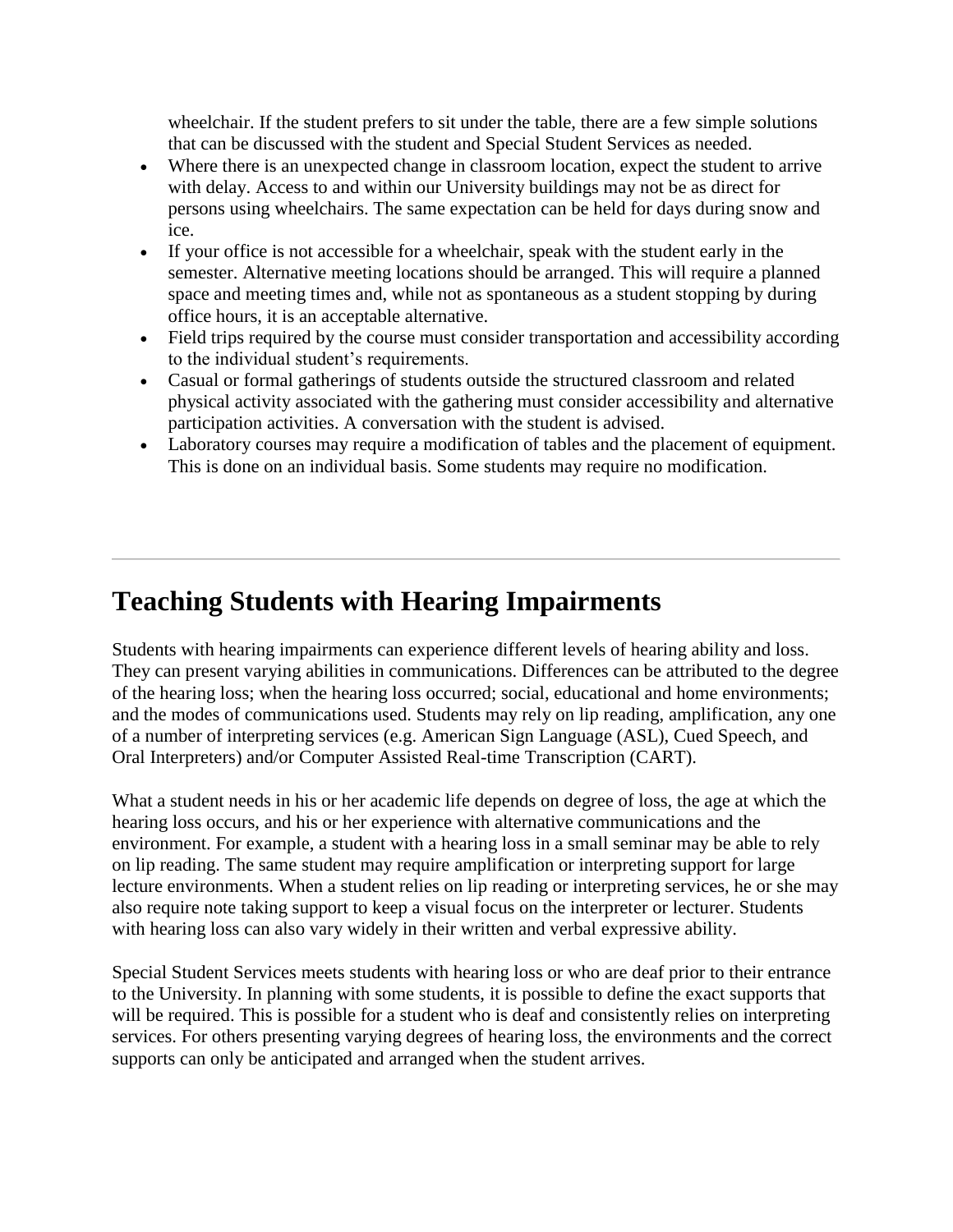wheelchair. If the student prefers to sit under the table, there are a few simple solutions that can be discussed with the student and Special Student Services as needed.

- Where there is an unexpected change in classroom location, expect the student to arrive with delay. Access to and within our University buildings may not be as direct for persons using wheelchairs. The same expectation can be held for days during snow and ice.
- If your office is not accessible for a wheelchair, speak with the student early in the semester. Alternative meeting locations should be arranged. This will require a planned space and meeting times and, while not as spontaneous as a student stopping by during office hours, it is an acceptable alternative.
- Field trips required by the course must consider transportation and accessibility according to the individual student's requirements.
- Casual or formal gatherings of students outside the structured classroom and related physical activity associated with the gathering must consider accessibility and alternative participation activities. A conversation with the student is advised.
- Laboratory courses may require a modification of tables and the placement of equipment. This is done on an individual basis. Some students may require no modification.

---

## Teaching Students with Hearing Impairments

Students with hearing impairments can experience different levels of hearing ability and loss. They can present varying abilities in communications. Differences can be attributed to the degree of the hearing loss; when the hearing loss occurred; social, educational and home environments; and the modes of communications used. Students may rely on lip reading, amplification, any one of a number of interpreting services (e.g. American Sign Language (ASL), Cued Speech, and Oral Interpreters) and/or Computer Assisted Real-time Transcription (CART).

What a student needs in his or her academic life depends on degree of loss, the age at which the hearing loss occurs, and his or her experience with alternative communications and the environment. For example, a student with a hearing loss in a small seminar may be able to rely on lip reading. The same student may require amplification or interpreting support for large lecture environments. When a student relies on lip reading or interpreting services, he or she may also require note taking support to keep a visual focus on the interpreter or lecturer. Students with hearing loss can also vary widely in their written and verbal expressive ability.

Special Student Services meets students with hearing loss or who are deaf prior to their entrance to the University. In planning with some students, it is possible to define the exact supports that will be required. This is possible for a student who is deaf and consistently relies on interpreting services. For others presenting varying degrees of hearing loss, the environments and the correct supports can only be anticipated and arranged when the student arrives.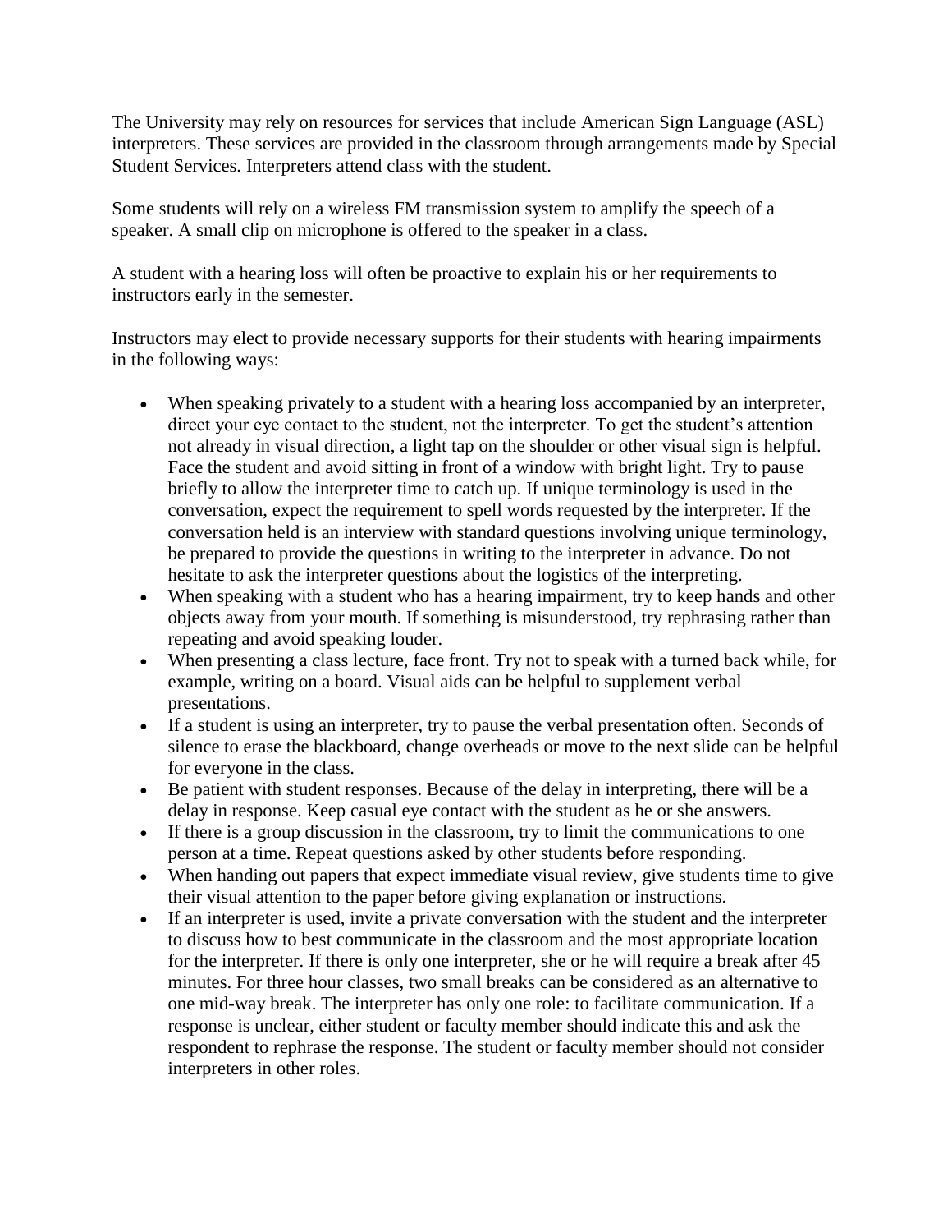The University may rely on resources for services that include American Sign Language (ASL) interpreters. These services are provided in the classroom through arrangements made by Special Student Services. Interpreters attend class with the student.

Some students will rely on a wireless FM transmission system to amplify the speech of a speaker. A small clip on microphone is offered to the speaker in a class.

A student with a hearing loss will often be proactive to explain his or her requirements to instructors early in the semester.

Instructors may elect to provide necessary supports for their students with hearing impairments in the following ways:

- When speaking privately to a student with a hearing loss accompanied by an interpreter, direct your eye contact to the student, not the interpreter. To get the student's attention not already in visual direction, a light tap on the shoulder or other visual sign is helpful. Face the student and avoid sitting in front of a window with bright light. Try to pause briefly to allow the interpreter time to catch up. If unique terminology is used in the conversation, expect the requirement to spell words requested by the interpreter. If the conversation held is an interview with standard questions involving unique terminology, be prepared to provide the questions in writing to the interpreter in advance. Do not hesitate to ask the interpreter questions about the logistics of the interpreting.
- When speaking with a student who has a hearing impairment, try to keep hands and other objects away from your mouth. If something is misunderstood, try rephrasing rather than repeating and avoid speaking louder.
- When presenting a class lecture, face front. Try not to speak with a turned back while, for example, writing on a board. Visual aids can be helpful to supplement verbal presentations.
- If a student is using an interpreter, try to pause the verbal presentation often. Seconds of silence to erase the blackboard, change overheads or move to the next slide can be helpful for everyone in the class.
- Be patient with student responses. Because of the delay in interpreting, there will be a delay in response. Keep casual eye contact with the student as he or she answers.
- If there is a group discussion in the classroom, try to limit the communications to one person at a time. Repeat questions asked by other students before responding.
- When handing out papers that expect immediate visual review, give students time to give their visual attention to the paper before giving explanation or instructions.
- If an interpreter is used, invite a private conversation with the student and the interpreter to discuss how to best communicate in the classroom and the most appropriate location for the interpreter. If there is only one interpreter, she or he will require a break after 45 minutes. For three hour classes, two small breaks can be considered as an alternative to one mid-way break. The interpreter has only one role: to facilitate communication. If a response is unclear, either student or faculty member should indicate this and ask the respondent to rephrase the response. The student or faculty member should not consider interpreters in other roles.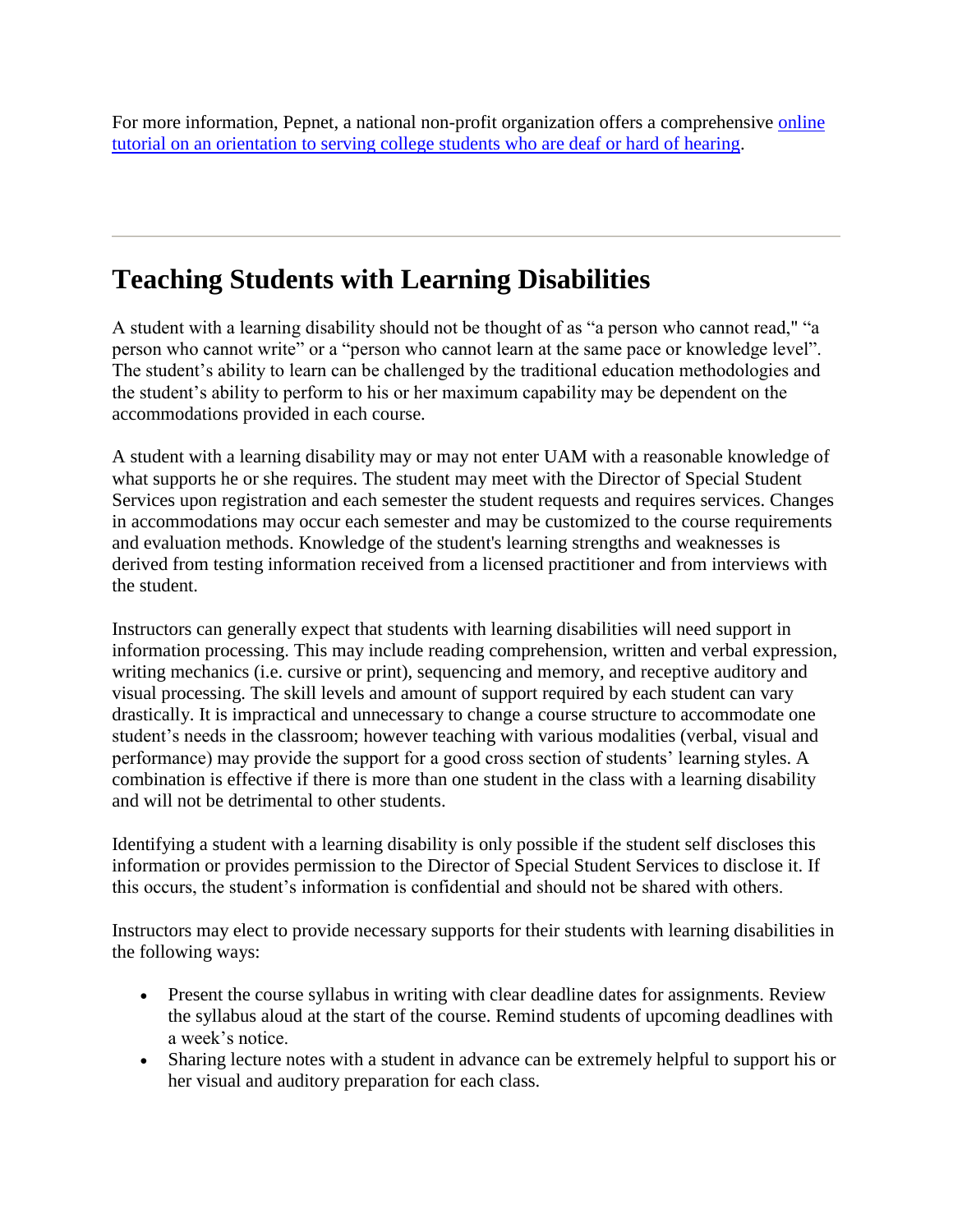For more information, Pepnet, a national non-profit organization offers a comprehensive [online tutorial on an orientation to serving college students who are deaf or hard of hearing](#).

---

## Teaching Students with Learning Disabilities

A student with a learning disability should not be thought of as "a person who cannot read," "a person who cannot write" or a "person who cannot learn at the same pace or knowledge level". The student's ability to learn can be challenged by the traditional education methodologies and the student's ability to perform to his or her maximum capability may be dependent on the accommodations provided in each course.

A student with a learning disability may or may not enter UAM with a reasonable knowledge of what supports he or she requires. The student may meet with the Director of Special Student Services upon registration and each semester the student requests and requires services. Changes in accommodations may occur each semester and may be customized to the course requirements and evaluation methods. Knowledge of the student's learning strengths and weaknesses is derived from testing information received from a licensed practitioner and from interviews with the student.

Instructors can generally expect that students with learning disabilities will need support in information processing. This may include reading comprehension, written and verbal expression, writing mechanics (i.e. cursive or print), sequencing and memory, and receptive auditory and visual processing. The skill levels and amount of support required by each student can vary drastically. It is impractical and unnecessary to change a course structure to accommodate one student's needs in the classroom; however teaching with various modalities (verbal, visual and performance) may provide the support for a good cross section of students' learning styles. A combination is effective if there is more than one student in the class with a learning disability and will not be detrimental to other students.

Identifying a student with a learning disability is only possible if the student self discloses this information or provides permission to the Director of Special Student Services to disclose it. If this occurs, the student's information is confidential and should not be shared with others.

Instructors may elect to provide necessary supports for their students with learning disabilities in the following ways:

- Present the course syllabus in writing with clear deadline dates for assignments. Review the syllabus aloud at the start of the course. Remind students of upcoming deadlines with a week's notice.
- Sharing lecture notes with a student in advance can be extremely helpful to support his or her visual and auditory preparation for each class.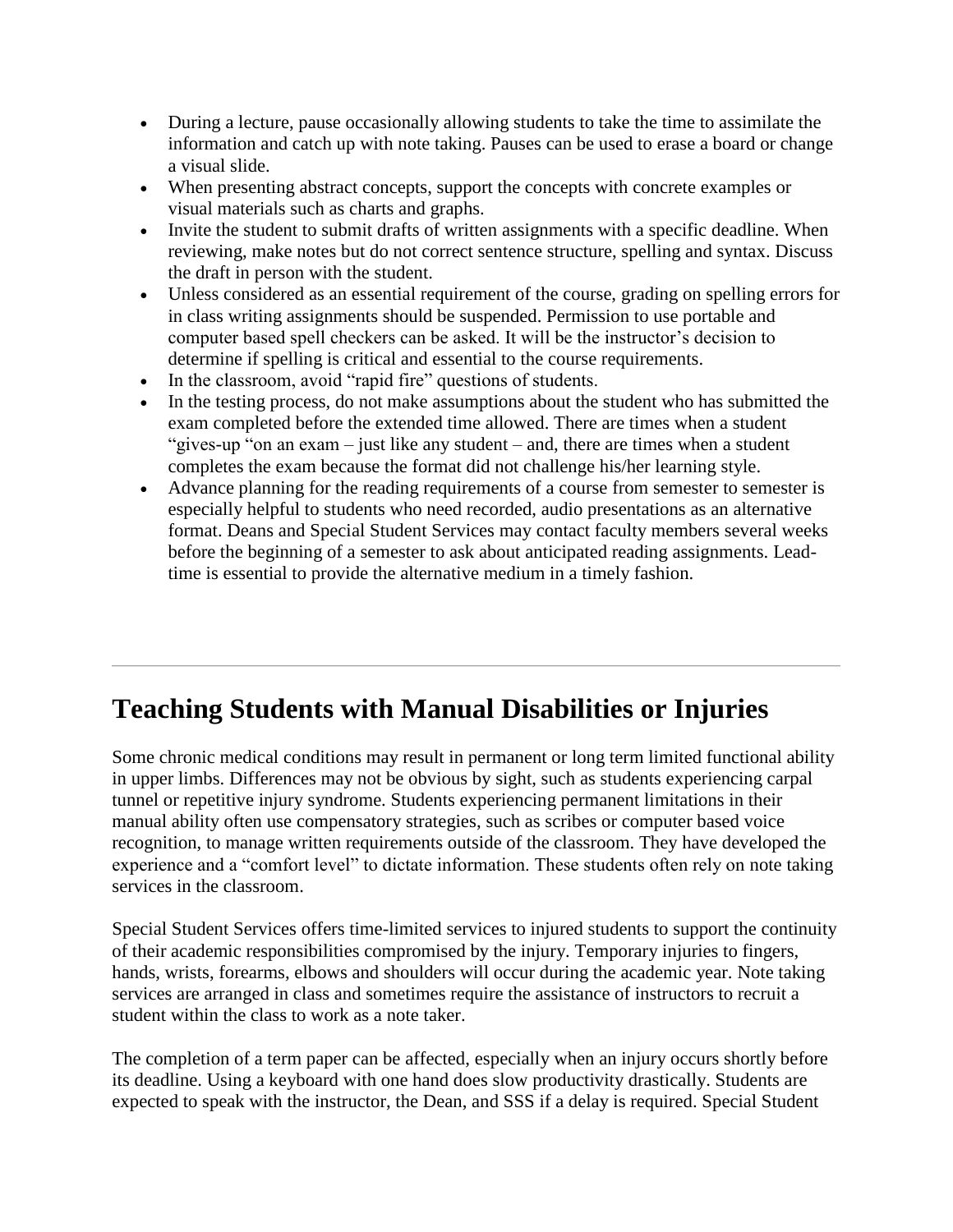- During a lecture, pause occasionally allowing students to take the time to assimilate the information and catch up with note taking. Pauses can be used to erase a board or change a visual slide.
- When presenting abstract concepts, support the concepts with concrete examples or visual materials such as charts and graphs.
- Invite the student to submit drafts of written assignments with a specific deadline. When reviewing, make notes but do not correct sentence structure, spelling and syntax. Discuss the draft in person with the student.
- Unless considered as an essential requirement of the course, grading on spelling errors for in class writing assignments should be suspended. Permission to use portable and computer based spell checkers can be asked. It will be the instructor's decision to determine if spelling is critical and essential to the course requirements.
- In the classroom, avoid "rapid fire" questions of students.
- In the testing process, do not make assumptions about the student who has submitted the exam completed before the extended time allowed. There are times when a student "gives-up "on an exam – just like any student – and, there are times when a student completes the exam because the format did not challenge his/her learning style.
- Advance planning for the reading requirements of a course from semester to semester is especially helpful to students who need recorded, audio presentations as an alternative format. Deans and Special Student Services may contact faculty members several weeks before the beginning of a semester to ask about anticipated reading assignments. Lead-time is essential to provide the alternative medium in a timely fashion.

---

## Teaching Students with Manual Disabilities or Injuries

Some chronic medical conditions may result in permanent or long term limited functional ability in upper limbs. Differences may not be obvious by sight, such as students experiencing carpal tunnel or repetitive injury syndrome. Students experiencing permanent limitations in their manual ability often use compensatory strategies, such as scribes or computer based voice recognition, to manage written requirements outside of the classroom. They have developed the experience and a "comfort level" to dictate information. These students often rely on note taking services in the classroom.

Special Student Services offers time-limited services to injured students to support the continuity of their academic responsibilities compromised by the injury. Temporary injuries to fingers, hands, wrists, forearms, elbows and shoulders will occur during the academic year. Note taking services are arranged in class and sometimes require the assistance of instructors to recruit a student within the class to work as a note taker.

The completion of a term paper can be affected, especially when an injury occurs shortly before its deadline. Using a keyboard with one hand does slow productivity drastically. Students are expected to speak with the instructor, the Dean, and SSS if a delay is required. Special Student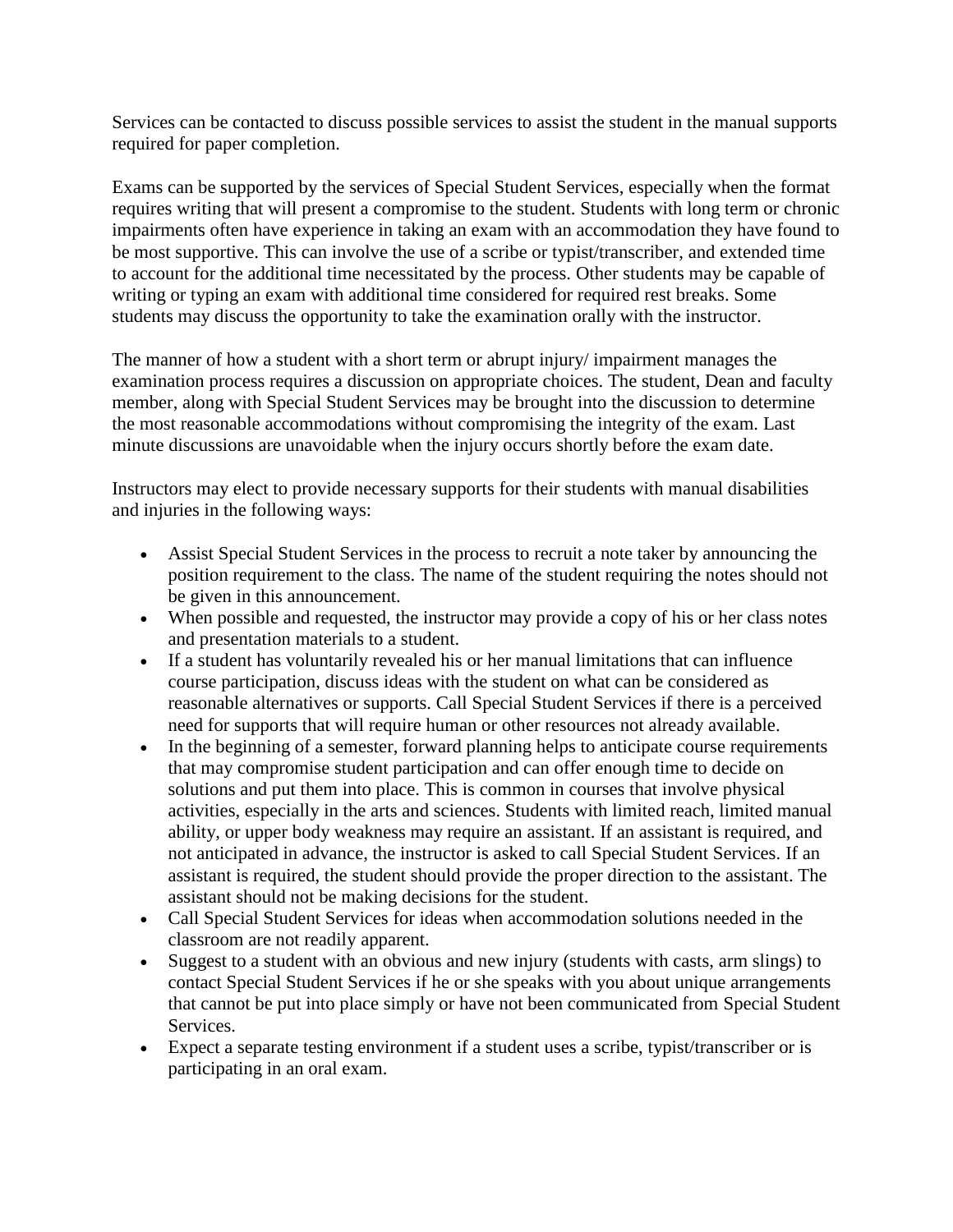Services can be contacted to discuss possible services to assist the student in the manual supports required for paper completion.

Exams can be supported by the services of Special Student Services, especially when the format requires writing that will present a compromise to the student. Students with long term or chronic impairments often have experience in taking an exam with an accommodation they have found to be most supportive. This can involve the use of a scribe or typist/transcriber, and extended time to account for the additional time necessitated by the process. Other students may be capable of writing or typing an exam with additional time considered for required rest breaks. Some students may discuss the opportunity to take the examination orally with the instructor.

The manner of how a student with a short term or abrupt injury/ impairment manages the examination process requires a discussion on appropriate choices. The student, Dean and faculty member, along with Special Student Services may be brought into the discussion to determine the most reasonable accommodations without compromising the integrity of the exam. Last minute discussions are unavoidable when the injury occurs shortly before the exam date.

Instructors may elect to provide necessary supports for their students with manual disabilities and injuries in the following ways:

- Assist Special Student Services in the process to recruit a note taker by announcing the position requirement to the class. The name of the student requiring the notes should not be given in this announcement.
- When possible and requested, the instructor may provide a copy of his or her class notes and presentation materials to a student.
- If a student has voluntarily revealed his or her manual limitations that can influence course participation, discuss ideas with the student on what can be considered as reasonable alternatives or supports. Call Special Student Services if there is a perceived need for supports that will require human or other resources not already available.
- In the beginning of a semester, forward planning helps to anticipate course requirements that may compromise student participation and can offer enough time to decide on solutions and put them into place. This is common in courses that involve physical activities, especially in the arts and sciences. Students with limited reach, limited manual ability, or upper body weakness may require an assistant. If an assistant is required, and not anticipated in advance, the instructor is asked to call Special Student Services. If an assistant is required, the student should provide the proper direction to the assistant. The assistant should not be making decisions for the student.
- Call Special Student Services for ideas when accommodation solutions needed in the classroom are not readily apparent.
- Suggest to a student with an obvious and new injury (students with casts, arm slings) to contact Special Student Services if he or she speaks with you about unique arrangements that cannot be put into place simply or have not been communicated from Special Student Services.
- Expect a separate testing environment if a student uses a scribe, typist/transcriber or is participating in an oral exam.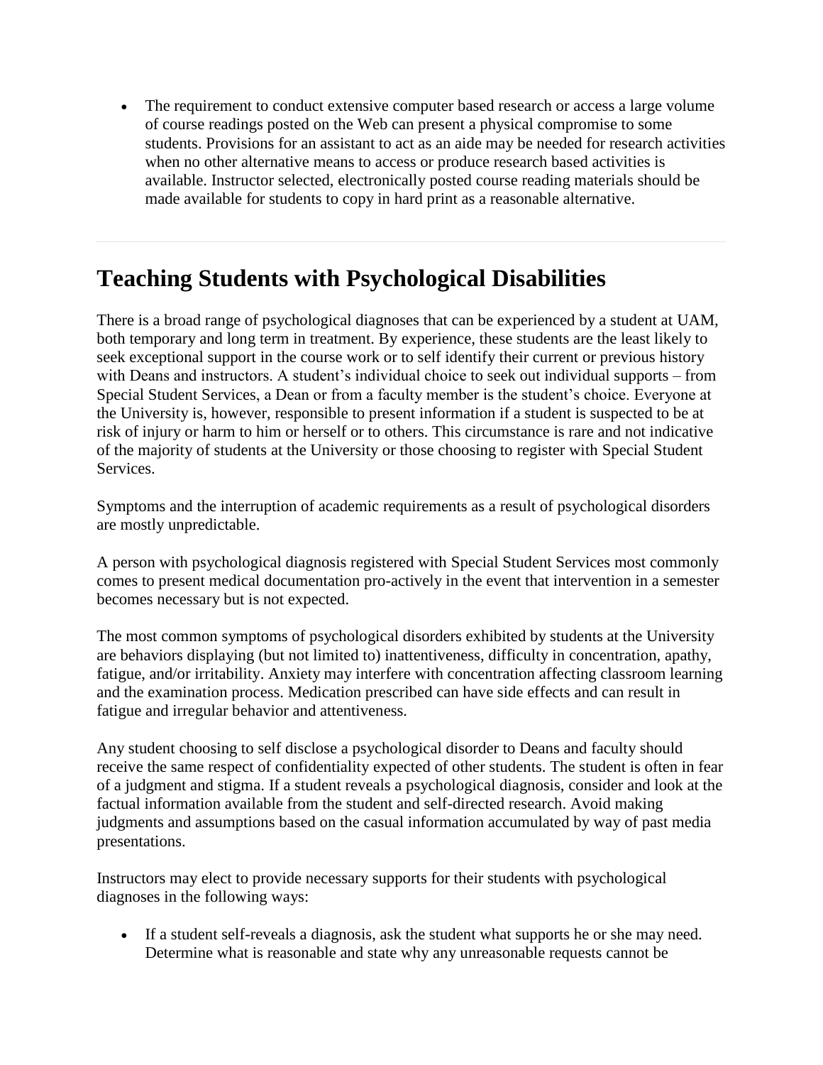- The requirement to conduct extensive computer based research or access a large volume of course readings posted on the Web can present a physical compromise to some students. Provisions for an assistant to act as an aide may be needed for research activities when no other alternative means to access or produce research based activities is available. Instructor selected, electronically posted course reading materials should be made available for students to copy in hard print as a reasonable alternative.

---

## Teaching Students with Psychological Disabilities

There is a broad range of psychological diagnoses that can be experienced by a student at UAM, both temporary and long term in treatment. By experience, these students are the least likely to seek exceptional support in the course work or to self identify their current or previous history with Deans and instructors. A student's individual choice to seek out individual supports – from Special Student Services, a Dean or from a faculty member is the student's choice. Everyone at the University is, however, responsible to present information if a student is suspected to be at risk of injury or harm to him or herself or to others. This circumstance is rare and not indicative of the majority of students at the University or those choosing to register with Special Student Services.

Symptoms and the interruption of academic requirements as a result of psychological disorders are mostly unpredictable.

A person with psychological diagnosis registered with Special Student Services most commonly comes to present medical documentation pro-actively in the event that intervention in a semester becomes necessary but is not expected.

The most common symptoms of psychological disorders exhibited by students at the University are behaviors displaying (but not limited to) inattentiveness, difficulty in concentration, apathy, fatigue, and/or irritability. Anxiety may interfere with concentration affecting classroom learning and the examination process. Medication prescribed can have side effects and can result in fatigue and irregular behavior and attentiveness.

Any student choosing to self disclose a psychological disorder to Deans and faculty should receive the same respect of confidentiality expected of other students. The student is often in fear of a judgment and stigma. If a student reveals a psychological diagnosis, consider and look at the factual information available from the student and self-directed research. Avoid making judgments and assumptions based on the casual information accumulated by way of past media presentations.

Instructors may elect to provide necessary supports for their students with psychological diagnoses in the following ways:

- If a student self-reveals a diagnosis, ask the student what supports he or she may need. Determine what is reasonable and state why any unreasonable requests cannot be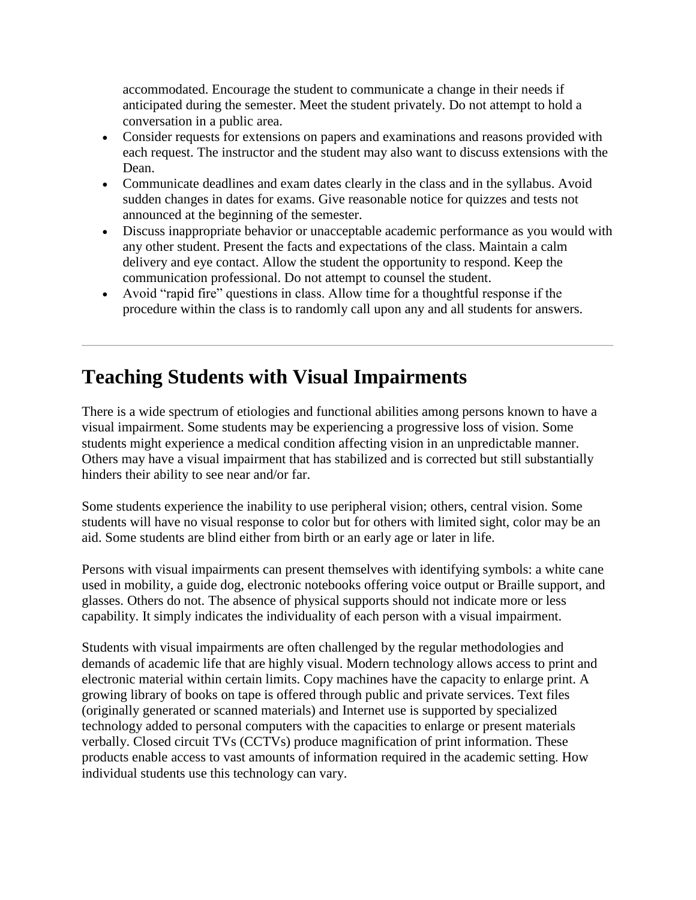accommodated. Encourage the student to communicate a change in their needs if anticipated during the semester. Meet the student privately. Do not attempt to hold a conversation in a public area.

- Consider requests for extensions on papers and examinations and reasons provided with each request. The instructor and the student may also want to discuss extensions with the Dean.
- Communicate deadlines and exam dates clearly in the class and in the syllabus. Avoid sudden changes in dates for exams. Give reasonable notice for quizzes and tests not announced at the beginning of the semester.
- Discuss inappropriate behavior or unacceptable academic performance as you would with any other student. Present the facts and expectations of the class. Maintain a calm delivery and eye contact. Allow the student the opportunity to respond. Keep the communication professional. Do not attempt to counsel the student.
- Avoid "rapid fire" questions in class. Allow time for a thoughtful response if the procedure within the class is to randomly call upon any and all students for answers.

---

## Teaching Students with Visual Impairments

There is a wide spectrum of etiologies and functional abilities among persons known to have a visual impairment. Some students may be experiencing a progressive loss of vision. Some students might experience a medical condition affecting vision in an unpredictable manner. Others may have a visual impairment that has stabilized and is corrected but still substantially hinders their ability to see near and/or far.

Some students experience the inability to use peripheral vision; others, central vision. Some students will have no visual response to color but for others with limited sight, color may be an aid. Some students are blind either from birth or an early age or later in life.

Persons with visual impairments can present themselves with identifying symbols: a white cane used in mobility, a guide dog, electronic notebooks offering voice output or Braille support, and glasses. Others do not. The absence of physical supports should not indicate more or less capability. It simply indicates the individuality of each person with a visual impairment.

Students with visual impairments are often challenged by the regular methodologies and demands of academic life that are highly visual. Modern technology allows access to print and electronic material within certain limits. Copy machines have the capacity to enlarge print. A growing library of books on tape is offered through public and private services. Text files (originally generated or scanned materials) and Internet use is supported by specialized technology added to personal computers with the capacities to enlarge or present materials verbally. Closed circuit TVs (CCTVs) produce magnification of print information. These products enable access to vast amounts of information required in the academic setting. How individual students use this technology can vary.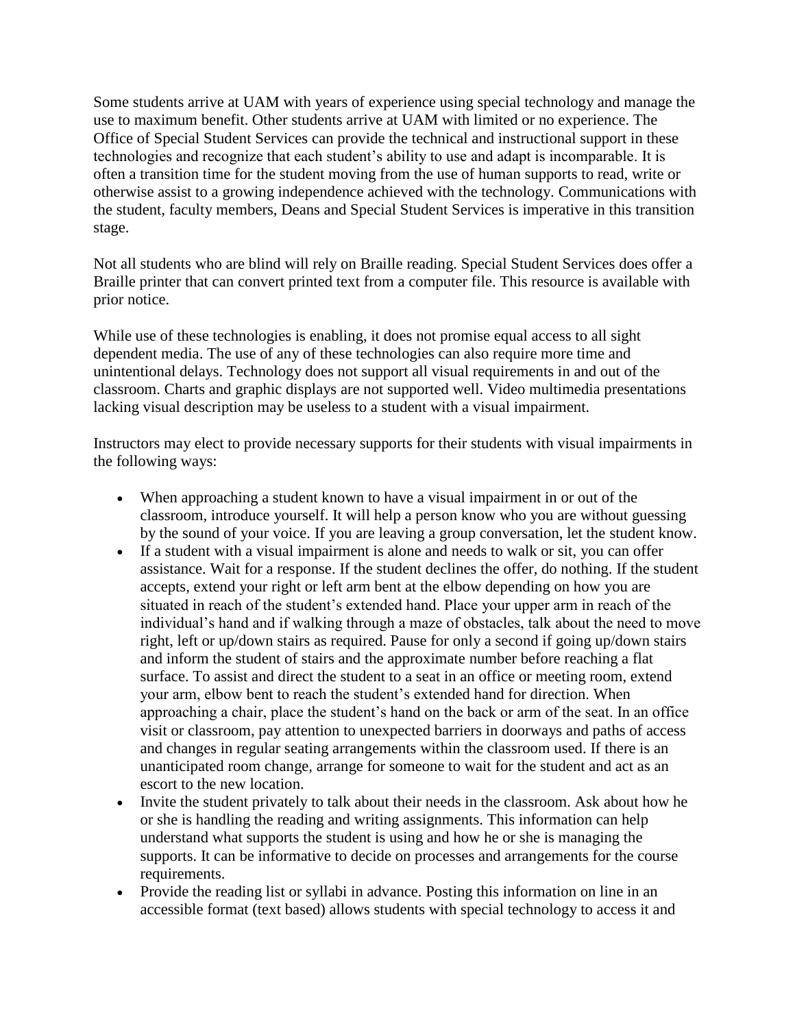Some students arrive at UAM with years of experience using special technology and manage the use to maximum benefit. Other students arrive at UAM with limited or no experience. The Office of Special Student Services can provide the technical and instructional support in these technologies and recognize that each student's ability to use and adapt is incomparable. It is often a transition time for the student moving from the use of human supports to read, write or otherwise assist to a growing independence achieved with the technology. Communications with the student, faculty members, Deans and Special Student Services is imperative in this transition stage.

Not all students who are blind will rely on Braille reading. Special Student Services does offer a Braille printer that can convert printed text from a computer file. This resource is available with prior notice.

While use of these technologies is enabling, it does not promise equal access to all sight dependent media. The use of any of these technologies can also require more time and unintentional delays. Technology does not support all visual requirements in and out of the classroom. Charts and graphic displays are not supported well. Video multimedia presentations lacking visual description may be useless to a student with a visual impairment.

Instructors may elect to provide necessary supports for their students with visual impairments in the following ways:

- When approaching a student known to have a visual impairment in or out of the classroom, introduce yourself. It will help a person know who you are without guessing by the sound of your voice. If you are leaving a group conversation, let the student know.
- If a student with a visual impairment is alone and needs to walk or sit, you can offer assistance. Wait for a response. If the student declines the offer, do nothing. If the student accepts, extend your right or left arm bent at the elbow depending on how you are situated in reach of the student's extended hand. Place your upper arm in reach of the individual's hand and if walking through a maze of obstacles, talk about the need to move right, left or up/down stairs as required. Pause for only a second if going up/down stairs and inform the student of stairs and the approximate number before reaching a flat surface. To assist and direct the student to a seat in an office or meeting room, extend your arm, elbow bent to reach the student's extended hand for direction. When approaching a chair, place the student's hand on the back or arm of the seat. In an office visit or classroom, pay attention to unexpected barriers in doorways and paths of access and changes in regular seating arrangements within the classroom used. If there is an unanticipated room change, arrange for someone to wait for the student and act as an escort to the new location.
- Invite the student privately to talk about their needs in the classroom. Ask about how he or she is handling the reading and writing assignments. This information can help understand what supports the student is using and how he or she is managing the supports. It can be informative to decide on processes and arrangements for the course requirements.
- Provide the reading list or syllabi in advance. Posting this information on line in an accessible format (text based) allows students with special technology to access it and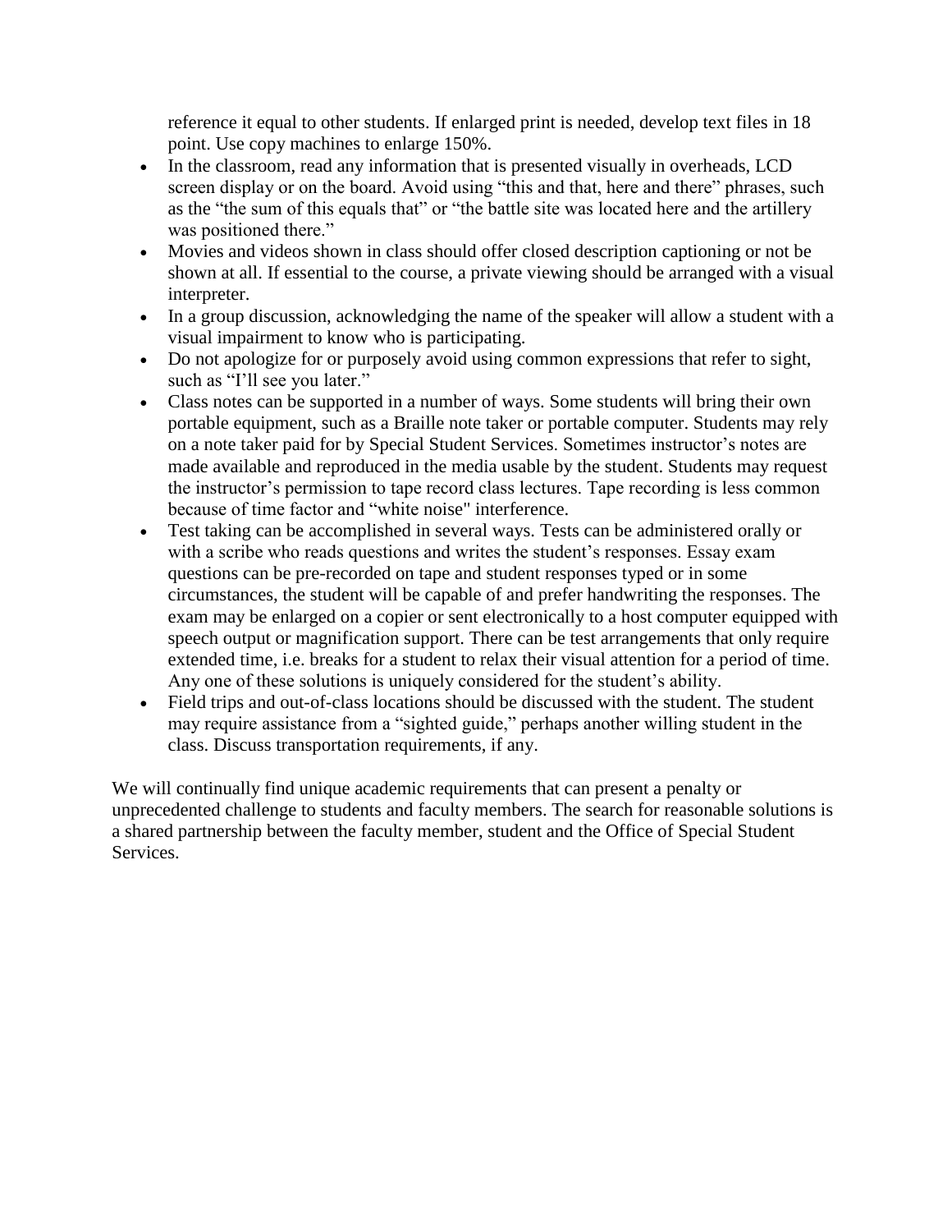reference it equal to other students. If enlarged print is needed, develop text files in 18 point. Use copy machines to enlarge 150%.

- In the classroom, read any information that is presented visually in overheads, LCD screen display or on the board. Avoid using “this and that, here and there” phrases, such as the “the sum of this equals that” or “the battle site was located here and the artillery was positioned there.”
- Movies and videos shown in class should offer closed description captioning or not be shown at all. If essential to the course, a private viewing should be arranged with a visual interpreter.
- In a group discussion, acknowledging the name of the speaker will allow a student with a visual impairment to know who is participating.
- Do not apologize for or purposely avoid using common expressions that refer to sight, such as “I’ll see you later.”
- Class notes can be supported in a number of ways. Some students will bring their own portable equipment, such as a Braille note taker or portable computer. Students may rely on a note taker paid for by Special Student Services. Sometimes instructor’s notes are made available and reproduced in the media usable by the student. Students may request the instructor’s permission to tape record class lectures. Tape recording is less common because of time factor and “white noise" interference.
- Test taking can be accomplished in several ways. Tests can be administered orally or with a scribe who reads questions and writes the student’s responses. Essay exam questions can be pre-recorded on tape and student responses typed or in some circumstances, the student will be capable of and prefer handwriting the responses. The exam may be enlarged on a copier or sent electronically to a host computer equipped with speech output or magnification support. There can be test arrangements that only require extended time, i.e. breaks for a student to relax their visual attention for a period of time. Any one of these solutions is uniquely considered for the student’s ability.
- Field trips and out-of-class locations should be discussed with the student. The student may require assistance from a “sighted guide,” perhaps another willing student in the class. Discuss transportation requirements, if any.

We will continually find unique academic requirements that can present a penalty or unprecedented challenge to students and faculty members. The search for reasonable solutions is a shared partnership between the faculty member, student and the Office of Special Student Services.